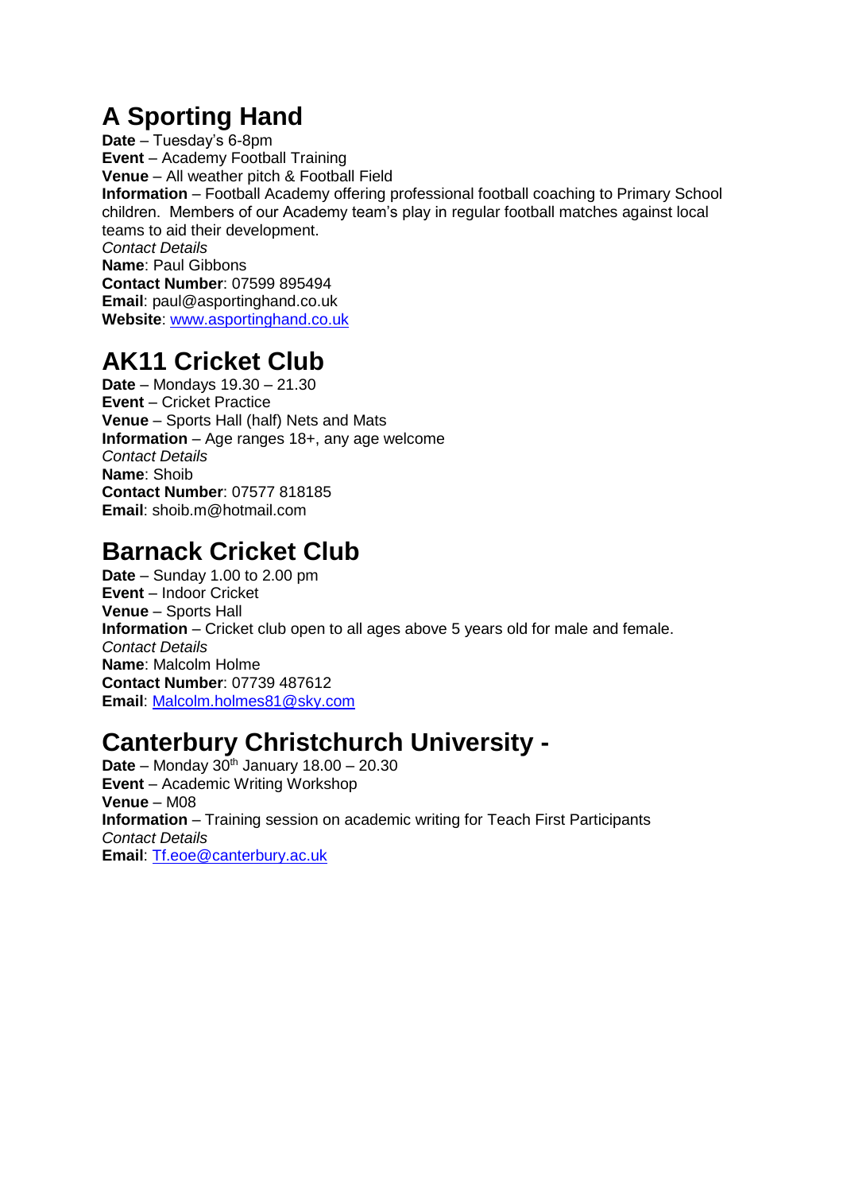# A Sporting Hand

**Date** – Tuesday's 6-8pm
**Event** – Academy Football Training
**Venue** – All weather pitch & Football Field
**Information** – Football Academy offering professional football coaching to Primary School children. Members of our Academy team's play in regular football matches against local teams to aid their development.
*Contact Details*
**Name**: Paul Gibbons
**Contact Number**: 07599 895494
**Email**: paul@asportinghand.co.uk
**Website**: www.asportinghand.co.uk

# AK11 Cricket Club

**Date** – Mondays 19.30 – 21.30
**Event** – Cricket Practice
**Venue** – Sports Hall (half) Nets and Mats
**Information** – Age ranges 18+, any age welcome
*Contact Details*
**Name**: Shoib
**Contact Number**: 07577 818185
**Email**: shoib.m@hotmail.com

# Barnack Cricket Club

**Date** – Sunday 1.00 to 2.00 pm
**Event** – Indoor Cricket
**Venue** – Sports Hall
**Information** – Cricket club open to all ages above 5 years old for male and female.
*Contact Details*
**Name**: Malcolm Holme
**Contact Number**: 07739 487612
**Email**: Malcolm.holmes81@sky.com

# Canterbury Christchurch University -

**Date** – Monday 30th January 18.00 – 20.30
**Event** – Academic Writing Workshop
**Venue** – M08
**Information** – Training session on academic writing for Teach First Participants
*Contact Details*
**Email**: Tf.eoe@canterbury.ac.uk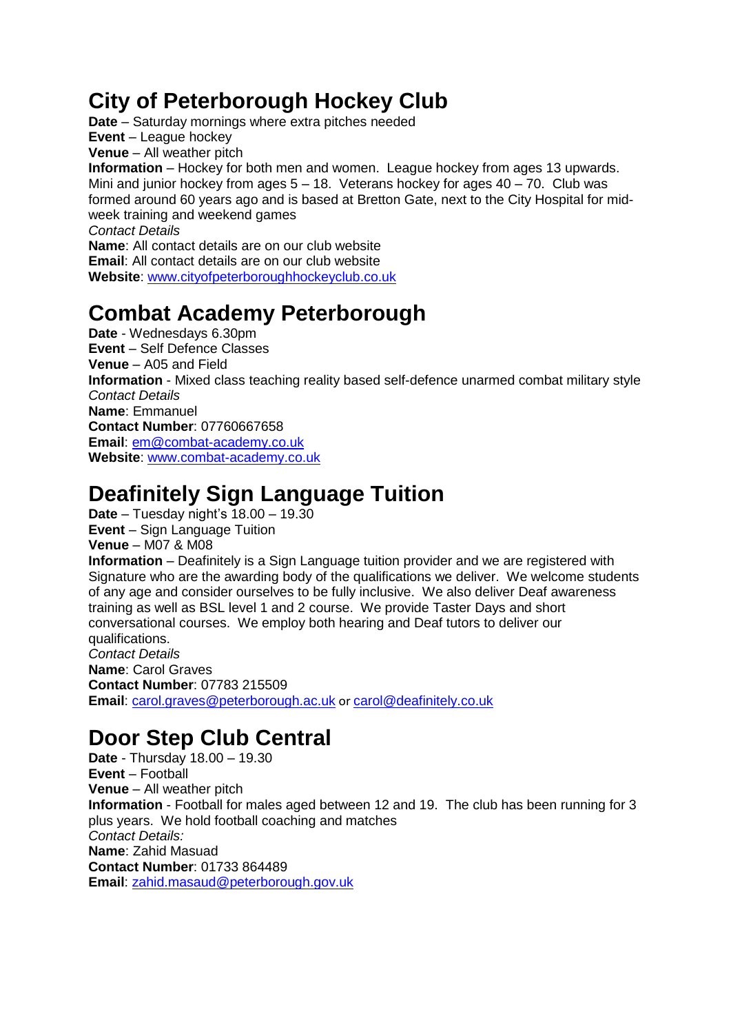## City of Peterborough Hockey Club

**Date** – Saturday mornings where extra pitches needed
**Event** – League hockey
**Venue** – All weather pitch
**Information** – Hockey for both men and women. League hockey from ages 13 upwards. Mini and junior hockey from ages 5 – 18. Veterans hockey for ages 40 – 70. Club was formed around 60 years ago and is based at Bretton Gate, next to the City Hospital for mid-week training and weekend games
*Contact Details*
**Name**: All contact details are on our club website
**Email**: All contact details are on our club website
**Website**: www.cityofpeterboroughhockeyclub.co.uk

## Combat Academy Peterborough

**Date** - Wednesdays 6.30pm
**Event** – Self Defence Classes
**Venue** – A05 and Field
**Information** - Mixed class teaching reality based self-defence unarmed combat military style
*Contact Details*
**Name**: Emmanuel
**Contact Number**: 07760667658
**Email**: em@combat-academy.co.uk
**Website**: www.combat-academy.co.uk

## Deafinitely Sign Language Tuition

**Date** – Tuesday night's 18.00 – 19.30
**Event** – Sign Language Tuition
**Venue** – M07 & M08
**Information** – Deafinitely is a Sign Language tuition provider and we are registered with Signature who are the awarding body of the qualifications we deliver. We welcome students of any age and consider ourselves to be fully inclusive. We also deliver Deaf awareness training as well as BSL level 1 and 2 course. We provide Taster Days and short conversational courses. We employ both hearing and Deaf tutors to deliver our qualifications.
*Contact Details*
**Name**: Carol Graves
**Contact Number**: 07783 215509
**Email**: carol.graves@peterborough.ac.uk or carol@deafinitely.co.uk

## Door Step Club Central

**Date** - Thursday 18.00 – 19.30
**Event** – Football
**Venue** – All weather pitch
**Information** - Football for males aged between 12 and 19. The club has been running for 3 plus years. We hold football coaching and matches
*Contact Details:*
**Name**: Zahid Masuad
**Contact Number**: 01733 864489
**Email**: zahid.masaud@peterborough.gov.uk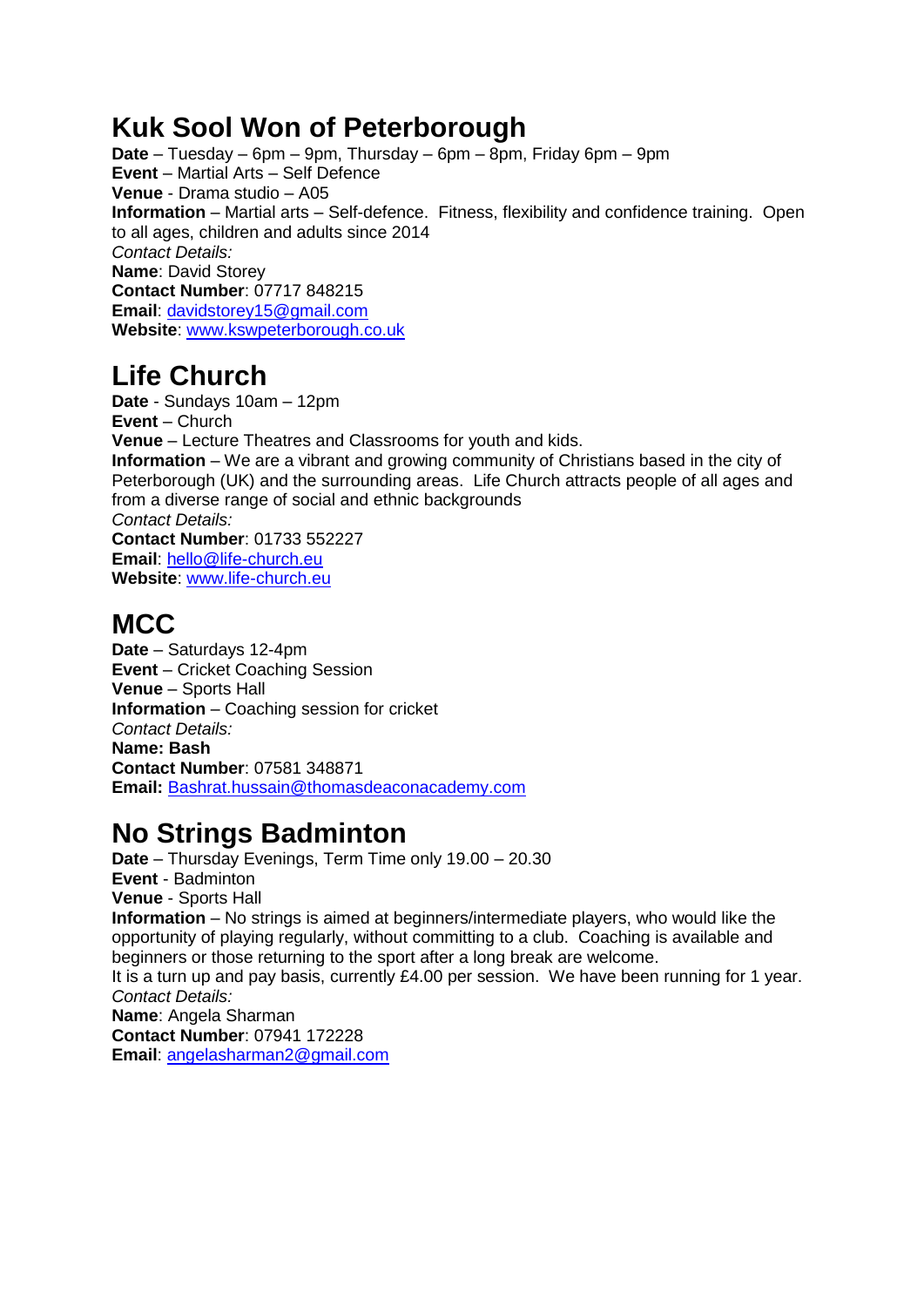## Kuk Sool Won of Peterborough

**Date** – Tuesday – 6pm – 9pm, Thursday – 6pm – 8pm, Friday 6pm – 9pm
**Event** – Martial Arts – Self Defence
**Venue** - Drama studio – A05
**Information** – Martial arts – Self-defence. Fitness, flexibility and confidence training. Open to all ages, children and adults since 2014
*Contact Details:*
**Name**: David Storey
**Contact Number**: 07717 848215
**Email**: davidstorey15@gmail.com
**Website**: www.kswpeterborough.co.uk

## Life Church

**Date** - Sundays 10am – 12pm
**Event** – Church
**Venue** – Lecture Theatres and Classrooms for youth and kids.
**Information** – We are a vibrant and growing community of Christians based in the city of Peterborough (UK) and the surrounding areas. Life Church attracts people of all ages and from a diverse range of social and ethnic backgrounds
*Contact Details:*
**Contact Number**: 01733 552227
**Email**: hello@life-church.eu
**Website**: www.life-church.eu

## MCC

**Date** – Saturdays 12-4pm
**Event** – Cricket Coaching Session
**Venue** – Sports Hall
**Information** – Coaching session for cricket
*Contact Details:*
**Name: Bash**
**Contact Number**: 07581 348871
**Email:** Bashrat.hussain@thomasdeaconacademy.com

## No Strings Badminton

**Date** – Thursday Evenings, Term Time only 19.00 – 20.30
**Event** - Badminton
**Venue** - Sports Hall
**Information** – No strings is aimed at beginners/intermediate players, who would like the opportunity of playing regularly, without committing to a club. Coaching is available and beginners or those returning to the sport after a long break are welcome.
It is a turn up and pay basis, currently £4.00 per session. We have been running for 1 year.
*Contact Details:*
**Name**: Angela Sharman
**Contact Number**: 07941 172228
**Email**: angelasharman2@gmail.com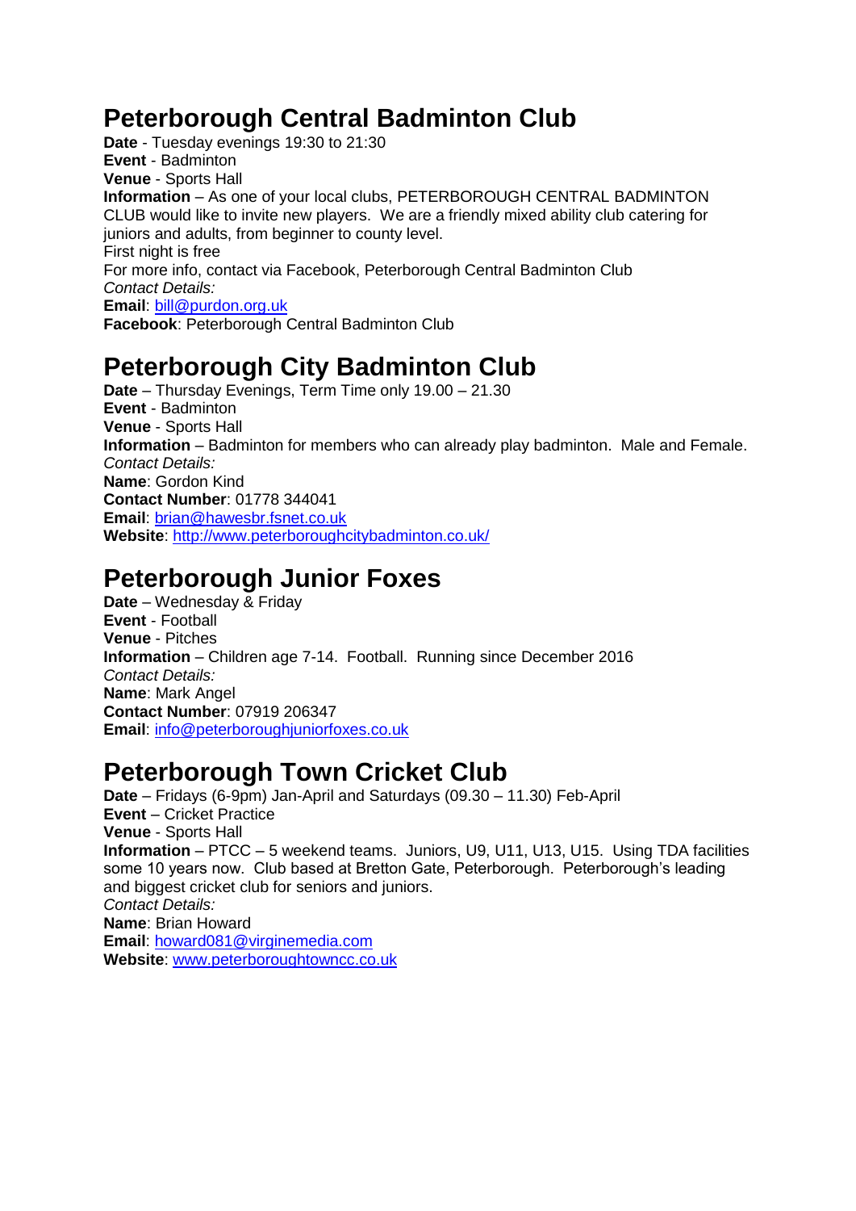# Peterborough Central Badminton Club

**Date** - Tuesday evenings 19:30 to 21:30
**Event** - Badminton
**Venue** - Sports Hall
**Information** – As one of your local clubs, PETERBOROUGH CENTRAL BADMINTON CLUB would like to invite new players. We are a friendly mixed ability club catering for juniors and adults, from beginner to county level.
First night is free
For more info, contact via Facebook, Peterborough Central Badminton Club
*Contact Details:*
**Email**: bill@purdon.org.uk
**Facebook**: Peterborough Central Badminton Club

# Peterborough City Badminton Club

**Date** – Thursday Evenings, Term Time only 19.00 – 21.30
**Event** - Badminton
**Venue** - Sports Hall
**Information** – Badminton for members who can already play badminton. Male and Female.
*Contact Details:*
**Name**: Gordon Kind
**Contact Number**: 01778 344041
**Email**: brian@hawesbr.fsnet.co.uk
**Website**: http://www.peterboroughcitybadminton.co.uk/

# Peterborough Junior Foxes

**Date** – Wednesday & Friday
**Event** - Football
**Venue** - Pitches
**Information** – Children age 7-14. Football. Running since December 2016
*Contact Details:*
**Name**: Mark Angel
**Contact Number**: 07919 206347
**Email**: info@peterboroughjuniorfoxes.co.uk

# Peterborough Town Cricket Club

**Date** – Fridays (6-9pm) Jan-April and Saturdays (09.30 – 11.30) Feb-April
**Event** – Cricket Practice
**Venue** - Sports Hall
**Information** – PTCC – 5 weekend teams. Juniors, U9, U11, U13, U15. Using TDA facilities some 10 years now. Club based at Bretton Gate, Peterborough. Peterborough's leading and biggest cricket club for seniors and juniors.
*Contact Details:*
**Name**: Brian Howard
**Email**: howard081@virginemedia.com
**Website**: www.peterboroughtowncc.co.uk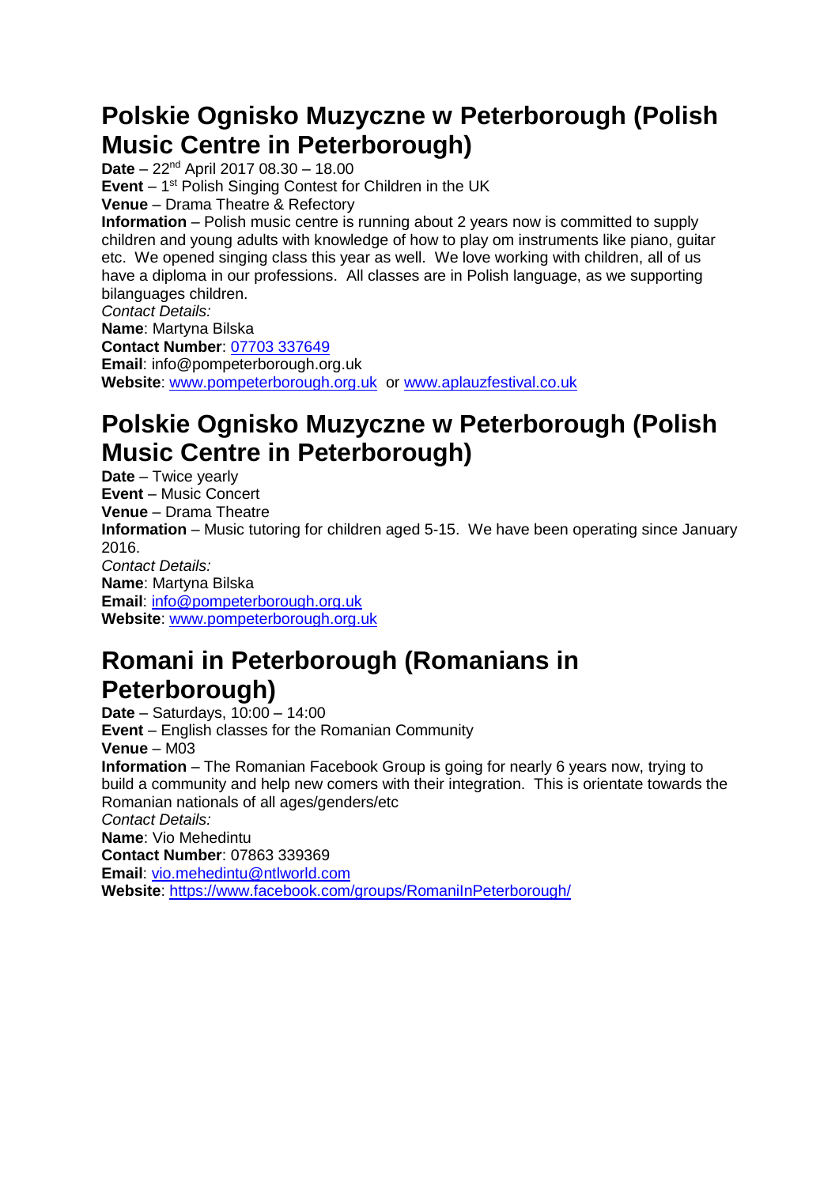## Polskie Ognisko Muzyczne w Peterborough (Polish Music Centre in Peterborough)

**Date** – 22nd April 2017 08.30 – 18.00
**Event** – 1st Polish Singing Contest for Children in the UK
**Venue** – Drama Theatre & Refectory
**Information** – Polish music centre is running about 2 years now is committed to supply children and young adults with knowledge of how to play om instruments like piano, guitar etc. We opened singing class this year as well. We love working with children, all of us have a diploma in our professions. All classes are in Polish language, as we supporting bilanguages children.
*Contact Details:*
**Name**: Martyna Bilska
**Contact Number**: 07703 337649
**Email**: info@pompeterborough.org.uk
**Website**: www.pompeterborough.org.uk or www.aplauzfestival.co.uk

## Polskie Ognisko Muzyczne w Peterborough (Polish Music Centre in Peterborough)

**Date** – Twice yearly
**Event** – Music Concert
**Venue** – Drama Theatre
**Information** – Music tutoring for children aged 5-15. We have been operating since January 2016.
*Contact Details:*
**Name**: Martyna Bilska
**Email**: info@pompeterborough.org.uk
**Website**: www.pompeterborough.org.uk

## Romani in Peterborough (Romanians in Peterborough)

**Date** – Saturdays, 10:00 – 14:00
**Event** – English classes for the Romanian Community
**Venue** – M03
**Information** – The Romanian Facebook Group is going for nearly 6 years now, trying to build a community and help new comers with their integration. This is orientate towards the Romanian nationals of all ages/genders/etc
*Contact Details:*
**Name**: Vio Mehedintu
**Contact Number**: 07863 339369
**Email**: vio.mehedintu@ntlworld.com
**Website**: https://www.facebook.com/groups/RomaniInPeterborough/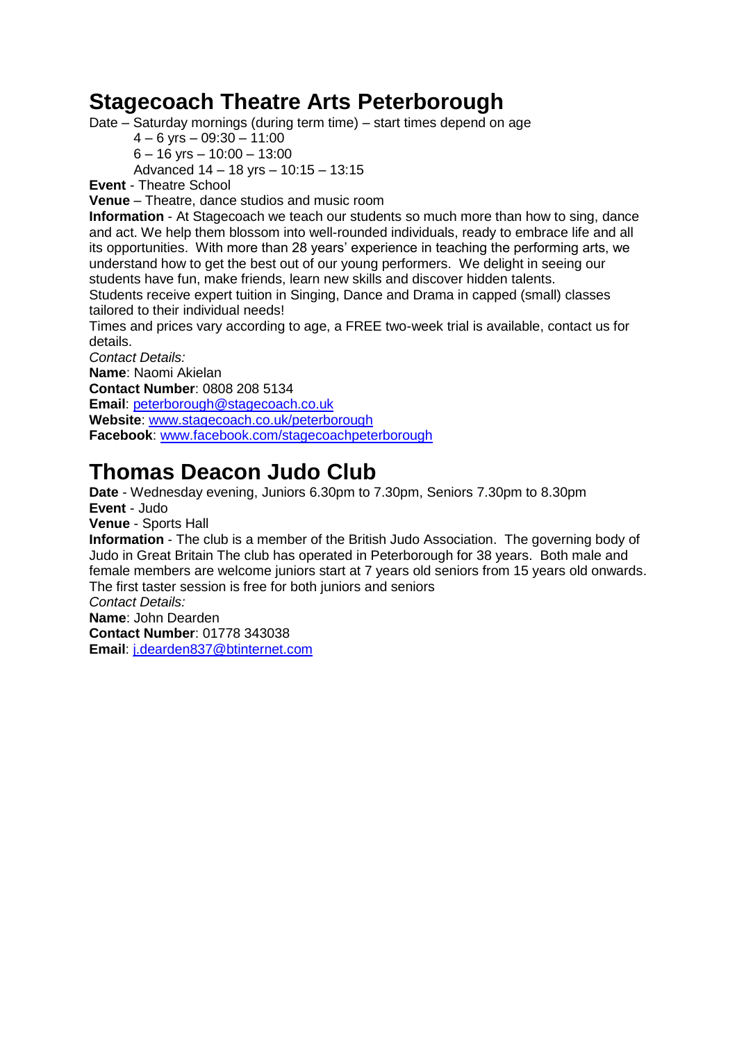# Stagecoach Theatre Arts Peterborough

Date – Saturday mornings (during term time) – start times depend on age

4 – 6 yrs – 09:30 – 11:00

6 – 16 yrs – 10:00 – 13:00

Advanced 14 – 18 yrs – 10:15 – 13:15

**Event** - Theatre School

**Venue** – Theatre, dance studios and music room

**Information** - At Stagecoach we teach our students so much more than how to sing, dance and act. We help them blossom into well-rounded individuals, ready to embrace life and all its opportunities. With more than 28 years' experience in teaching the performing arts, we understand how to get the best out of our young performers. We delight in seeing our students have fun, make friends, learn new skills and discover hidden talents.

Students receive expert tuition in Singing, Dance and Drama in capped (small) classes tailored to their individual needs!

Times and prices vary according to age, a FREE two-week trial is available, contact us for details.

*Contact Details:*

**Name**: Naomi Akielan

**Contact Number**: 0808 208 5134

**Email**: peterborough@stagecoach.co.uk

**Website**: www.stagecoach.co.uk/peterborough

**Facebook**: www.facebook.com/stagecoachpeterborough

# Thomas Deacon Judo Club

**Date** - Wednesday evening, Juniors 6.30pm to 7.30pm, Seniors 7.30pm to 8.30pm

**Event** - Judo

**Venue** - Sports Hall

**Information** - The club is a member of the British Judo Association. The governing body of Judo in Great Britain The club has operated in Peterborough for 38 years. Both male and female members are welcome juniors start at 7 years old seniors from 15 years old onwards. The first taster session is free for both juniors and seniors

*Contact Details:*

**Name**: John Dearden

**Contact Number**: 01778 343038

**Email**: j.dearden837@btinternet.com